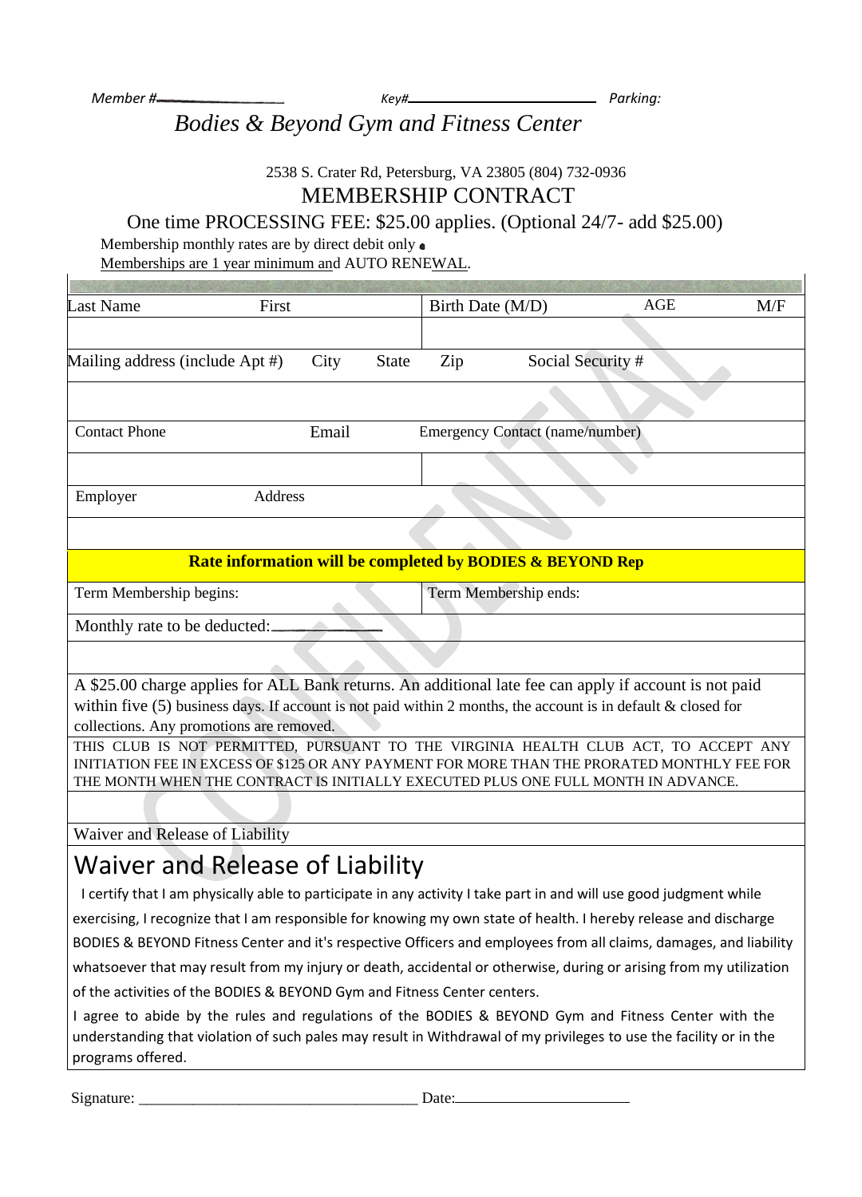*Member #* ________ *Key#* ________ *Parking:*

# Bodies & Beyond Gym and Fitness Center

2538 S. Crater Rd, Petersburg, VA 23805 (804) 732-0936

## MEMBERSHIP CONTRACT

One time PROCESSING FEE: $25.00 applies. (Optional 24/7- add $25.00)

Membership monthly rates are by direct debit only.

Memberships are 1 year minimum and AUTO RENEWAL.

| | | | | | |
|---|---|---|---|---|---|
| Last Name | First | Birth Date (M/D) | | AGE | M/F |
| | | | | | |
| Mailing address (include Apt #) | City | State | Zip | Social Security # | |
| | | | | | |
| Contact Phone | Email | Emergency Contact (name/number) | | | |
| | | | | | |
| Employer | Address | | | | |
| | | | | | |

**Rate information will be completed by BODIES & BEYOND Rep**

| | |
|---|---|
| Term Membership begins: | Term Membership ends: |
| Monthly rate to be deducted: ________ | |

A $25.00 charge applies for ALL Bank returns. An additional late fee can apply if account is not paid within five (5) business days. If account is not paid within 2 months, the account is in default & closed for collections. Any promotions are removed.

THIS CLUB IS NOT PERMITTED, PURSUANT TO THE VIRGINIA HEALTH CLUB ACT, TO ACCEPT ANY INITIATION FEE IN EXCESS OF $125 OR ANY PAYMENT FOR MORE THAN THE PRORATED MONTHLY FEE FOR THE MONTH WHEN THE CONTRACT IS INITIALLY EXECUTED PLUS ONE FULL MONTH IN ADVANCE.

Waiver and Release of Liability

## Waiver and Release of Liability

I certify that I am physically able to participate in any activity I take part in and will use good judgment while exercising, I recognize that I am responsible for knowing my own state of health. I hereby release and discharge BODIES & BEYOND Fitness Center and it's respective Officers and employees from all claims, damages, and liability whatsoever that may result from my injury or death, accidental or otherwise, during or arising from my utilization of the activities of the BODIES & BEYOND Gym and Fitness Center centers.

I agree to abide by the rules and regulations of the BODIES & BEYOND Gym and Fitness Center with the understanding that violation of such pales may result in Withdrawal of my privileges to use the facility or in the programs offered.

Signature: ____________________________ Date: ________________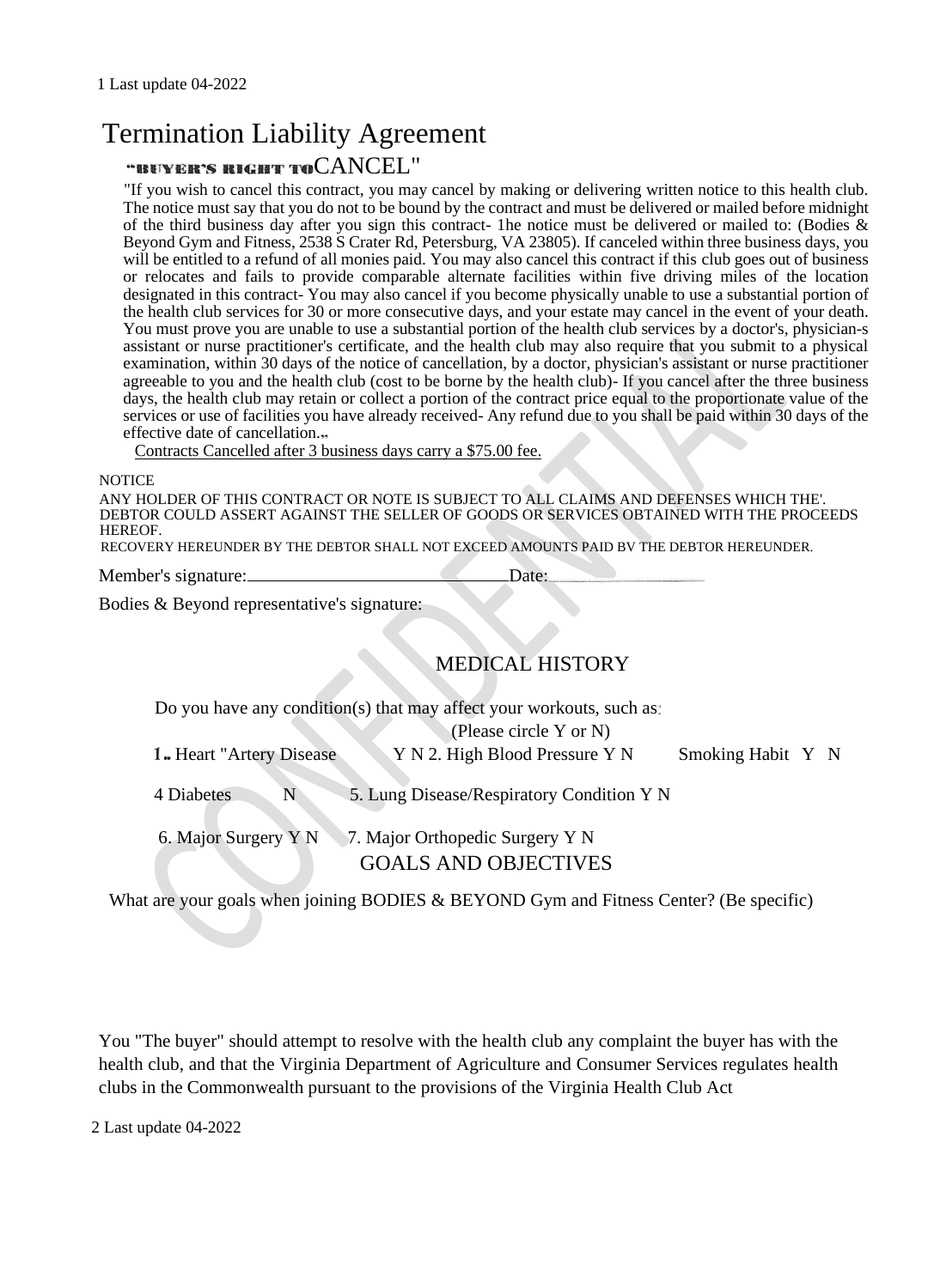# Termination Liability Agreement

## "BUYER'S RIGHT TO CANCEL"

"If you wish to cancel this contract, you may cancel by making or delivering written notice to this health club. The notice must say that you do not to be bound by the contract and must be delivered or mailed before midnight of the third business day after you sign this contract- 1he notice must be delivered or mailed to: (Bodies & Beyond Gym and Fitness, 2538 S Crater Rd, Petersburg, VA 23805). If canceled within three business days, you will be entitled to a refund of all monies paid. You may also cancel this contract if this club goes out of business or relocates and fails to provide comparable alternate facilities within five driving miles of the location designated in this contract- You may also cancel if you become physically unable to use a substantial portion of the health club services for 30 or more consecutive days, and your estate may cancel in the event of your death. You must prove you are unable to use a substantial portion of the health club services by a doctor's, physician-s assistant or nurse practitioner's certificate, and the health club may also require that you submit to a physical examination, within 30 days of the notice of cancellation, by a doctor, physician's assistant or nurse practitioner agreeable to you and the health club (cost to be borne by the health club)- If you cancel after the three business days, the health club may retain or collect a portion of the contract price equal to the proportionate value of the services or use of facilities you have already received- Any refund due to you shall be paid within 30 days of the effective date of cancellation..

Contracts Cancelled after 3 business days carry a $75.00 fee.

NOTICE

ANY HOLDER OF THIS CONTRACT OR NOTE IS SUBJECT TO ALL CLAIMS AND DEFENSES WHICH THE'. DEBTOR COULD ASSERT AGAINST THE SELLER OF GOODS OR SERVICES OBTAINED WITH THE PROCEEDS HEREOF.

RECOVERY HEREUNDER BY THE DEBTOR SHALL NOT EXCEED AMOUNTS PAID BV THE DEBTOR HEREUNDER.

Member's signature:____________________________ Date:______________

Bodies & Beyond representative's signature:

## MEDICAL HISTORY

Do you have any condition(s) that may affect your workouts, such as:

(Please circle Y or N)

1. Heart "Artery Disease Y N 2. High Blood Pressure Y N Smoking Habit Y N

4 Diabetes N 5. Lung Disease/Respiratory Condition Y N

6. Major Surgery Y N 7. Major Orthopedic Surgery Y N

## GOALS AND OBJECTIVES

What are your goals when joining BODIES & BEYOND Gym and Fitness Center? (Be specific)

You "The buyer" should attempt to resolve with the health club any complaint the buyer has with the health club, and that the Virginia Department of Agriculture and Consumer Services regulates health clubs in the Commonwealth pursuant to the provisions of the Virginia Health Club Act